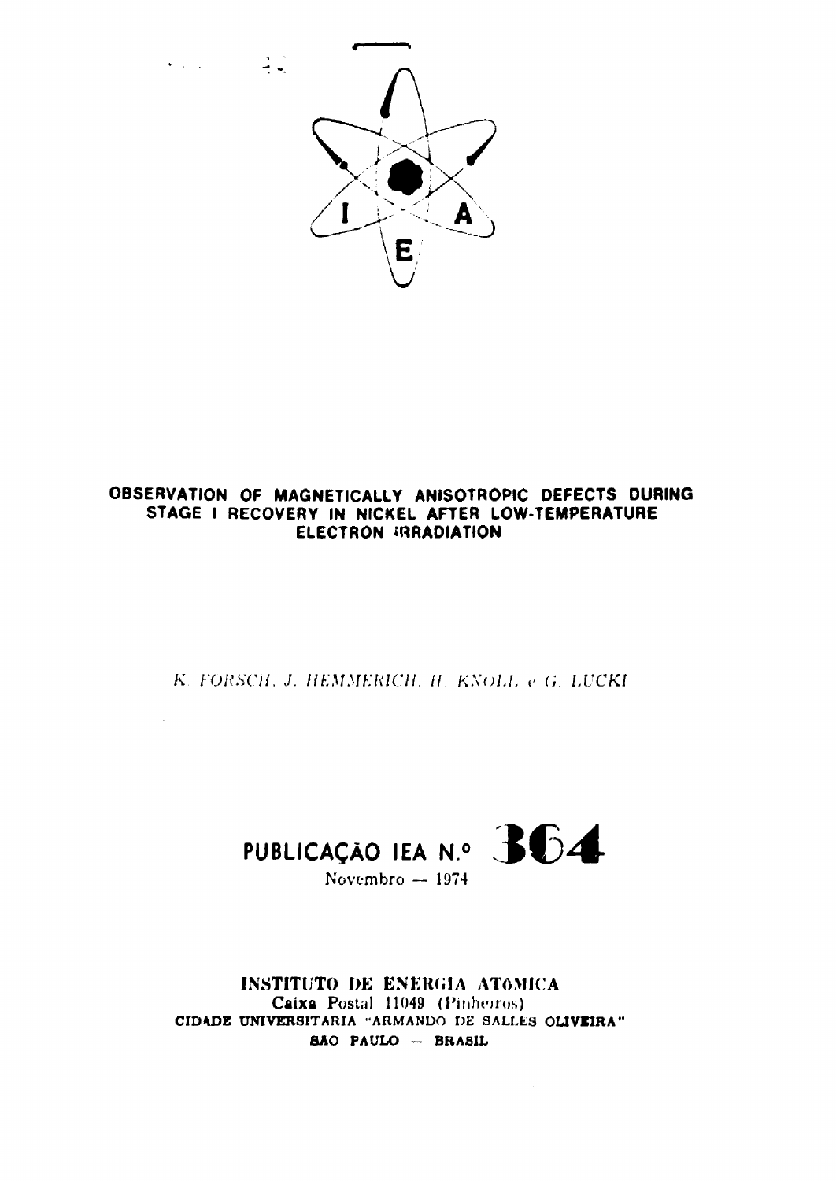# OBSERVATION OF MAGNETICALLY ANISOTROPIC DEFECTS DURING STAGE I RECOVERY IN NICKEL AFTER LOW-TEMPERATURE ELECTRON IRRADIATION

*K. FORSCH, J. HEMMERICH, H. KNOLL e G. LUCKI*

**PUBLICAÇÃO IEA N.º 364**

Novembro — 1974

**INSTITUTO DE ENERGIA ATÔMICA**
**Caixa** Postal 11049 (Pinheiros)
**CIDADE UNIVERSITARIA "ARMANDO DE SALLES OLIVEIRA"**
**SAO PAULO — BRASIL**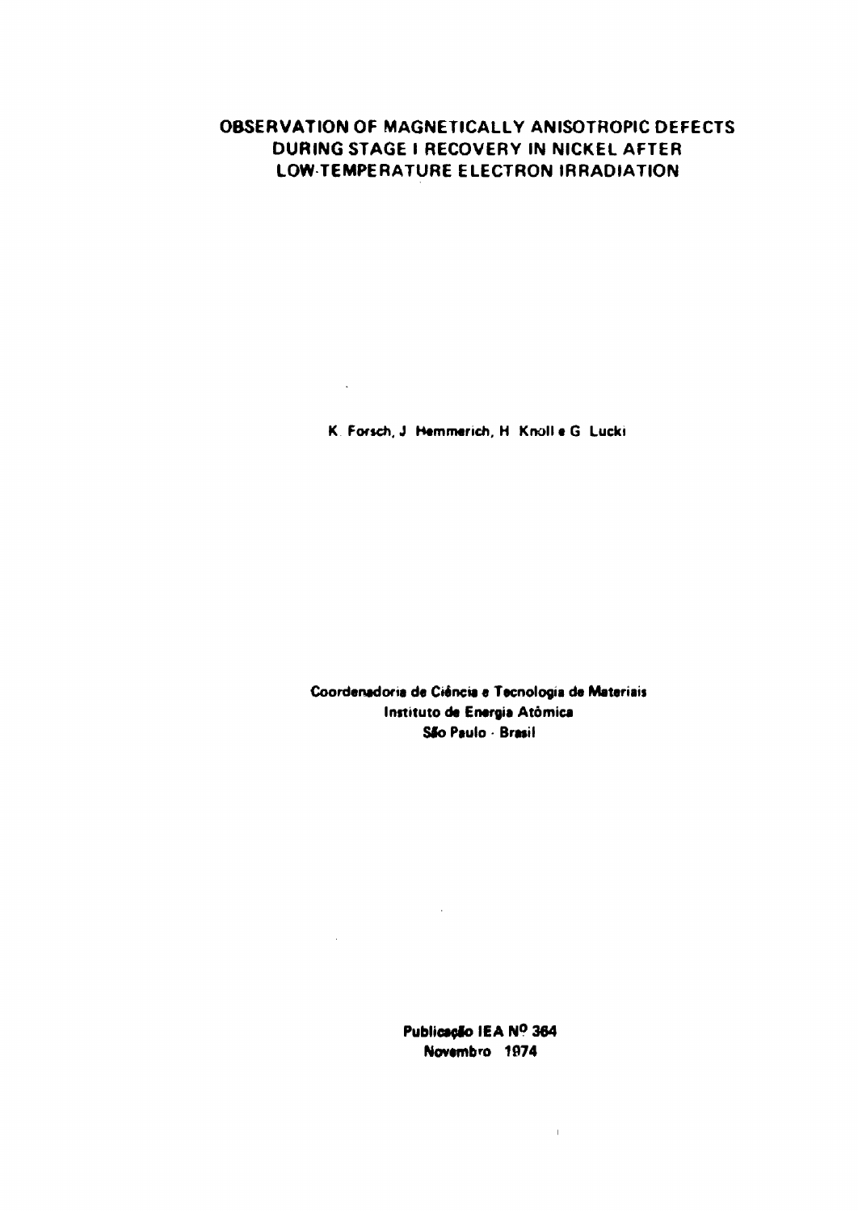# OBSERVATION OF MAGNETICALLY ANISOTROPIC DEFECTS DURING STAGE I RECOVERY IN NICKEL AFTER LOW-TEMPERATURE ELECTRON IRRADIATION

K. Forsch, J. Hemmerich, H. Knoll e G. Lucki

**Coordenadoria de Ciência e Tecnologia de Materiais**
**Instituto de Energia Atômica**
**São Paulo - Brasil**

**Publicação IEA Nº 364**
**Novembro 1974**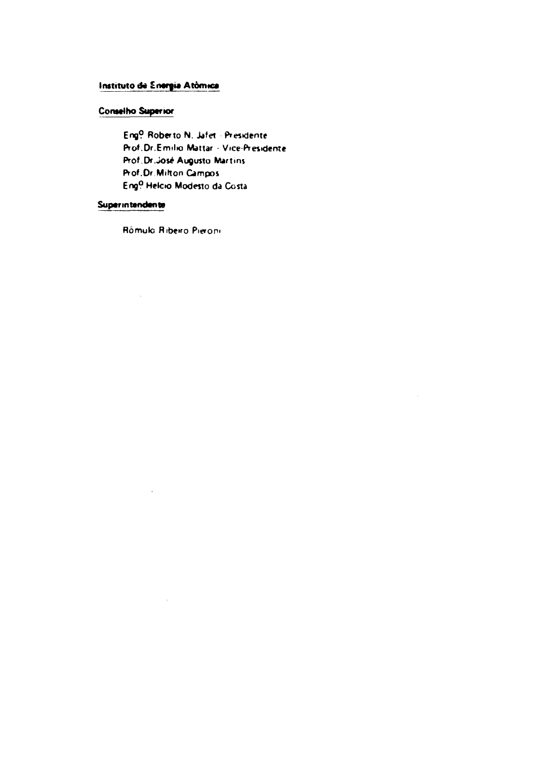**Instituto de Energia Atômica**

**Conselho Superior**

Engº Roberto N. Jafet - Presidente
Prof.Dr.Emilio Mattar - Vice-Presidente
Prof.Dr.José Augusto Martins
Prof.Dr.Milton Campos
Engº Helcio Modesto da Costa

**Superintendente**

Rômulo Ribeiro Pieroni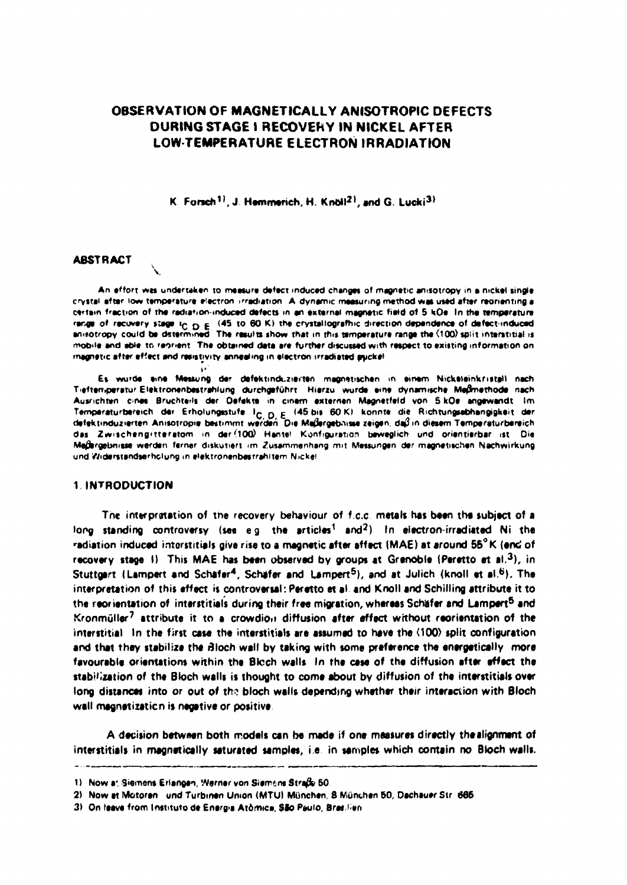# OBSERVATION OF MAGNETICALLY ANISOTROPIC DEFECTS DURING STAGE I RECOVERY IN NICKEL AFTER LOW-TEMPERATURE ELECTRON IRRADIATION

K. Forsch[1], J. Hemmerich, H. Knöll[2], and G. Lucki[3]

## ABSTRACT

An effort was undertaken to measure defect induced changes of magnetic anisotropy in a nickel single crystal after low temperature electron irradiation. A dynamic measuring method was used after reorienting a certain fraction of the radiation-induced defects in an external magnetic field of 5 kOe. In the temperature range of recovery stage $I_{C,D,E}$ (45 to 60 K) the crystallographic direction dependence of defect-induced anisotropy could be determined. The results show that in this temperature range the ⟨100⟩ split interstitial is mobile and able to reorient. The obtained data are further discussed with respect to existing information on magnetic after effect and resistivity annealing in electron irradiated nickel.

Es wurde eine Messung der defektinduzierten magnetischen in einem Nickeleinkristall nach Tieftemperatur Elektronenbestrahlung durchgeführt. Hierzu wurde eine dynamische Meßmethode nach Ausrichten eines Bruchteils der Defekte in einem externen Magnetfeld von 5 kOe angewandt. Im Temperaturbereich der Erholungsstufe $I_{C,D,E}$ (45 bis 60 K) konnte die Richtungsabhängigkeit der defektinduzierten Anisotropie bestimmt werden. Die Meßergebnisse zeigen, daß in diesem Temperaturbereich das Zwischengitteratom in der ⟨100⟩ Hantel Konfiguration beweglich und orientierbar ist. Die Meßergebnisse werden ferner diskutiert im Zusammenhang mit Messungen der magnetischen Nachwirkung und Widerstandserholung in elektronenbestrahltem Nickel.

## 1. INTRODUCTION

The interpretation of the recovery behaviour of f.c.c. metals has been the subject of a long standing controversy (see e.g. the articles[1] and[2]). In electron-irradiated Ni the radiation induced interstitials give rise to a magnetic after affect (MAE) at around 55°K (end of recovery stage I). This MAE has been observed by groups at Grenoble (Peretto et al.[3]), in Stuttgart (Lampert and Schäfer[4], Schäfer and Lampert[5]), and at Julich (knoll et al.[6]). The interpretation of this effect is controversal: Peretto et al. and Knoll and Schilling attribute it to the reorientation of interstitials during their free migration, whereas Schäfer and Lampert[5] and Kronmüller[7] attribute it to a crowdion diffusion after effect without reorientation of the interstitial. In the first case the interstitials are assumed to have the ⟨100⟩ split configuration and that they stabilize the Bloch wall by taking with some preference the energetically more favourable orientations within the Bloch walls. In the case of the diffusion after effect the stabilization of the Bloch walls is thought to come about by diffusion of the interstitials over long distances into or out of the bloch walls depending whether their interaction with Bloch wall magnetization is negative or positive.

A decision between both models can be made if one measures directly the alignment of interstitials in magnetically saturated samples, i.e. in samples which contain no Bloch walls.

---

1) Now at Siemens Erlangen, Werner von Siemens Straße 50

2) Now at Motoren- und Turbinen Union (MTU) München, 8 München 50, Dachauer Str. 665

3) On leave from Instituto de Energia Atômica, São Paulo, Brasilien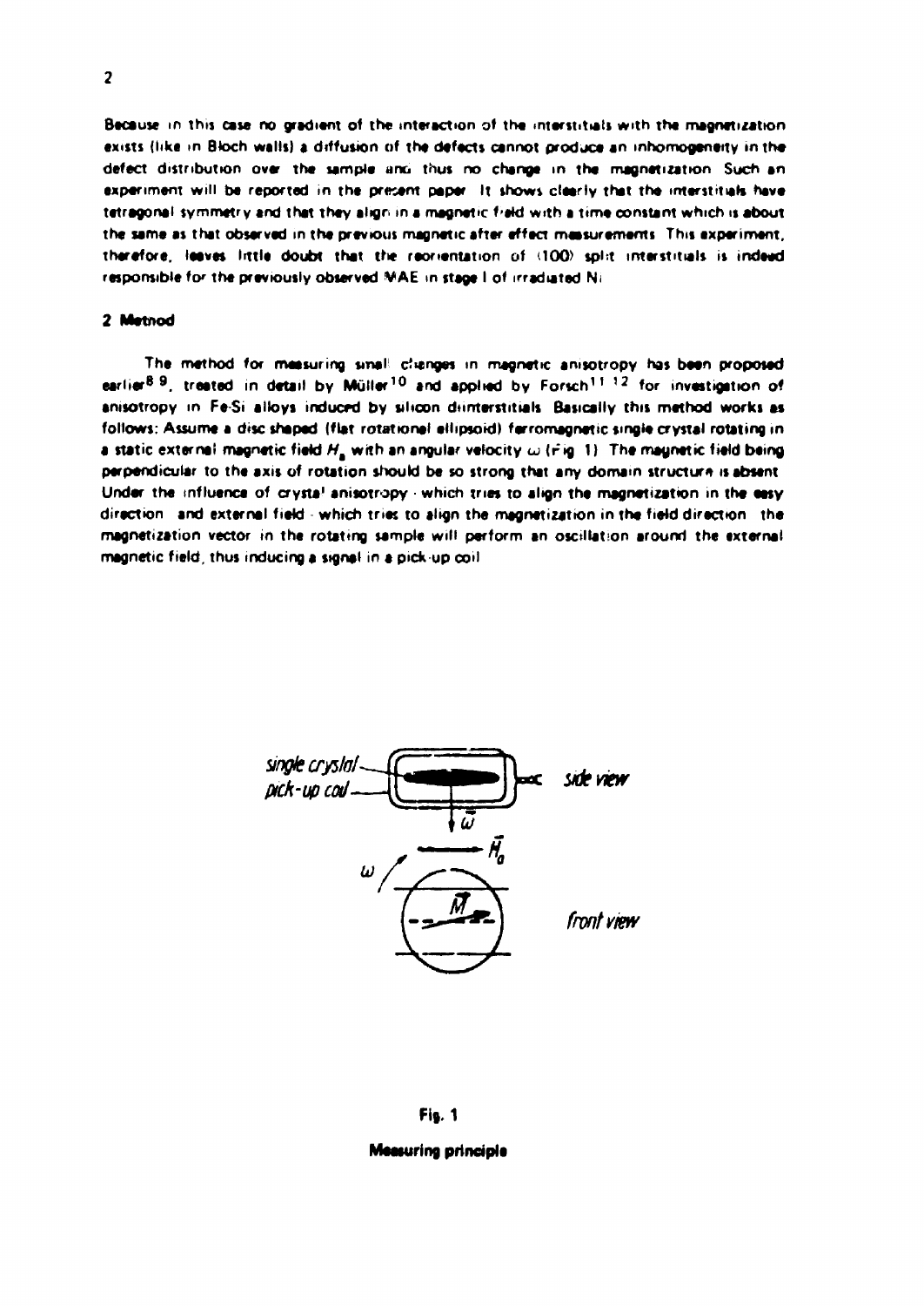Because in this case no gradient of the interaction of the interstitials with the magnetization exists (like in Bloch walls) a diffusion of the defects cannot produce an inhomogeneity in the defect distribution over the sample and thus no change in the magnetization. Such an experiment will be reported in the present paper. It shows clearly that the interstitials have tetragonal symmetry and that they align in a magnetic field with a time constant which is about the same as that observed in the previous magnetic after effect measurements. This experiment, therefore, leaves little doubt that the reorientation of ⟨100⟩ split interstitials is indeed responsible for the previously observed MAE in stage I of irradiated Ni.

## 2 Method

The method for measuring small changes in magnetic anisotropy has been proposed earlier[8,9], treated in detail by Müller[10] and applied by Forsch[11,12] for investigation of anisotropy in Fe-Si alloys induced by silicon diinterstitials. Basically this method works as follows: Assume a disc shaped (flat rotational ellipsoid) ferromagnetic single crystal rotating in a static external magnetic field $H_a$ with an angular velocity $\omega$ (Fig. 1). The magnetic field being perpendicular to the axis of rotation should be so strong that any domain structure is absent. Under the influence of crystal anisotropy - which tries to align the magnetization in the easy direction - and external field - which tries to align the magnetization in the field direction - the magnetization vector in the rotating sample will perform an oscillation around the external magnetic field, thus inducing a signal in a pick-up coil.

single crystal
pick-up coil
side view
$\vec{\omega}$
$\vec{H}_a$
$\omega$
$\vec{M}$
front view

Fig. 1

Measuring principle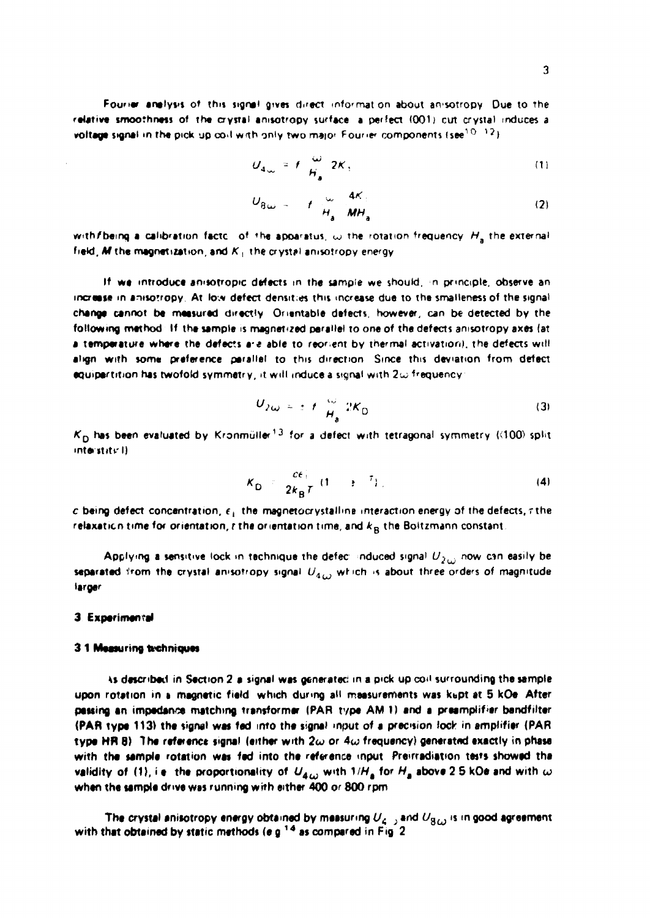Fourier analysis of this signal gives direct information about anisotropy. Due to the relative smoothness of the crystal anisotropy surface a perfect (001) cut crystal induces a voltage signal in the pick up coil with only two major Fourier components (see[10–12])

$$U_{4\omega} = f \frac{\omega}{H_a} 2K_1 \tag{1}$$

$$U_{8\omega} = f \frac{\omega}{H_a} \frac{4K_1}{MH_a} \tag{2}$$

with $f$ being a calibration factor of the apparatus, $\omega$ the rotation frequency, $H_a$ the external field, $M$ the magnetization, and $K_1$ the crystal anisotropy energy.

If we introduce anisotropic defects in the sample we should, in principle, observe an increase in anisotropy. At low defect densities this increase due to the smalleness of the signal change cannot be measured directly. Orientable defects, however, can be detected by the following method. If the sample is magnetized parallel to one of the defects anisotropy axes (at a temperature where the defects are able to reorient by thermal activation), the defects will align with some preference parallel to this direction. Since this deviation from defect equipartition has twofold symmetry, it will induce a signal with $2\omega$ frequency:

$$U_{2\omega} = \pm f \frac{\omega}{H_a} 2K_D \tag{3}$$

$K_D$ has been evaluated by Kronmüller[13] for a defect with tetragonal symmetry (<100> split interstitial)

$$K_D = \frac{c\epsilon_i}{2k_B T} (1 - e^{-t/\tau}) \tag{4}$$

$c$ being defect concentration, $\epsilon_i$ the magnetocrystalline interaction energy of the defects, $\tau$ the relaxation time for orientation, $t$ the orientation time, and $k_B$ the Boltzmann constant.

Applying a sensitive lock in technique the defect induced signal $U_{2\omega}$ now can easily be separated from the crystal anisotropy signal $U_{4\omega}$ which is about three orders of magnitude larger.

## 3 Experimental

### 3.1 Measuring techniques

As described in Section 2 a signal was generated in a pick up coil surrounding the sample upon rotation in a magnetic field which during all measurements was kept at 5 kOe. After passing an impedance matching transformer (PAR type AM 1) and a preamplifier bandfilter (PAR type 113) the signal was fed into the signal input of a precision lock in amplifier (PAR type HR 8). The reference signal (either with $2\omega$ or $4\omega$ frequency) generated exactly in phase with the sample rotation was fed into the reference input. Preirradiation tests showed the validity of (1), i.e. the proportionality of $U_{4\omega}$ with $1/H_a$ for $H_a$ above 2.5 kOe and with $\omega$ when the sample drive was running with either 400 or 800 rpm.

The crystal anisotropy energy obtained by measuring $U_{4\omega}$ and $U_{8\omega}$ is in good agreement with that obtained by static methods (e.g.[14] as compared in Fig. 2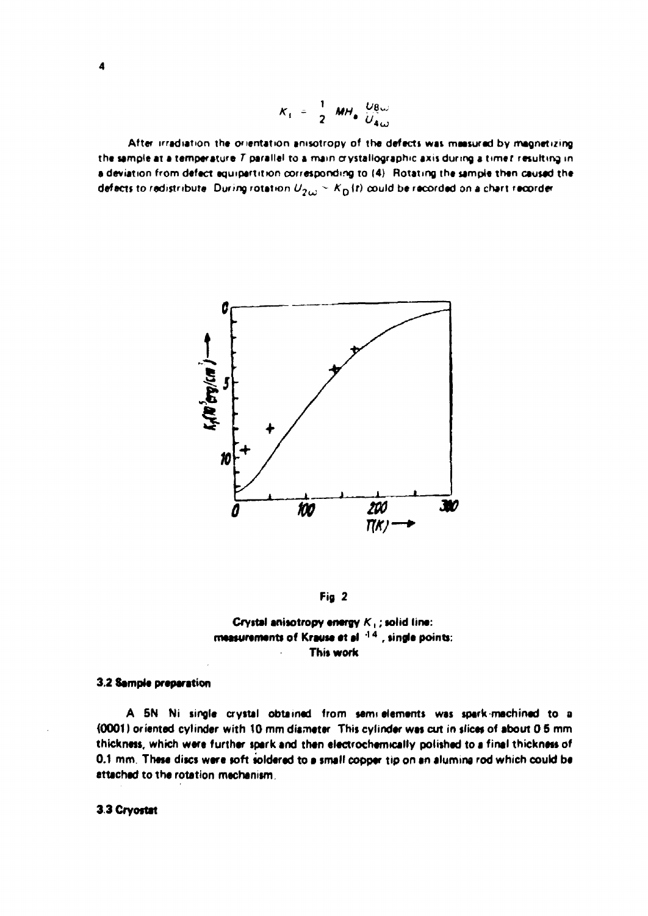$$K_1 = \frac{1}{2} M H_e \frac{U_{8\omega}}{U_{4\omega}}$$

After irradiation the orientation anisotropy of the defects was measured by magnetizing the sample at a temperature $T$ parallel to a main crystallographic axis during a time $t$ resulting in a deviation from defect equipartition corresponding to (4). Rotating the sample then caused the defects to redistribute. During rotation $U_{2\omega} \sim K_D(t)$ could be recorded on a chart recorder.

Fig 2

**Crystal anisotropy energy $K_1$; solid line: measurements of Krause et al [14], single points: This work**

### 3.2 Sample preparation

A 5N Ni single crystal obtained from semi elements was spark-machined to a (0001) oriented cylinder with 10 mm diameter. This cylinder was cut in slices of about 0.5 mm thickness, which were further spark and then electrochemically polished to a final thickness of 0.1 mm. These discs were soft soldered to a small copper tip on an alumina rod which could be attached to the rotation mechanism.

### 3.3 Cryostat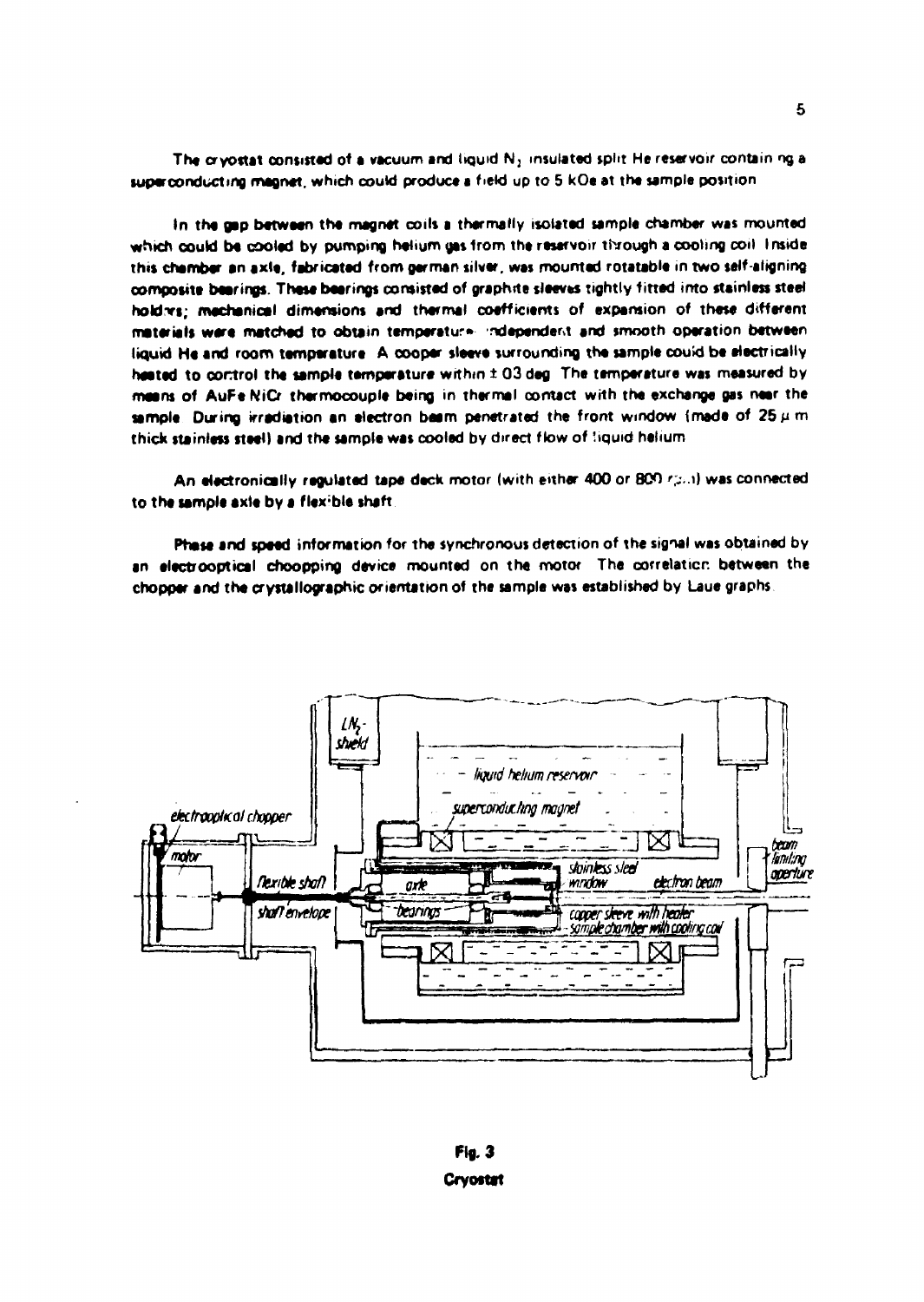The cryostat consisted of a vacuum and liquid $N_2$ insulated split He reservoir containing a superconducting magnet, which could produce a field up to 5 kOe at the sample position.

In the gap between the magnet coils a thermally isolated sample chamber was mounted which could be cooled by pumping helium gas from the reservoir through a cooling coil. Inside this chamber an axle, fabricated from german silver, was mounted rotatable in two self-aligning composite bearings. These bearings consisted of graphite sleeves tightly fitted into stainless steel holders; mechanical dimensions and thermal coefficients of expansion of these different materials were matched to obtain temperature independent and smooth operation between liquid He and room temperature. A cooper sleeve surrounding the sample could be electrically heated to control the sample temperature within ± 03 deg. The temperature was measured by means of AuFe NiCr thermocouple being in thermal contact with the exchange gas near the sample. During irradiation an electron beam penetrated the front window (made of 25 μ m thick stainless steel) and the sample was cooled by direct flow of liquid helium.

An electronically regulated tape deck motor (with either 400 or 800 rpm) was connected to the sample axle by a flexible shaft.

Phase and speed information for the synchronous detection of the signal was obtained by an electrooptical choopping device mounted on the motor. The correlation between the chopper and the crystallographic orientation of the sample was established by Laue graphs.

**Fig. 3**
**Cryostat**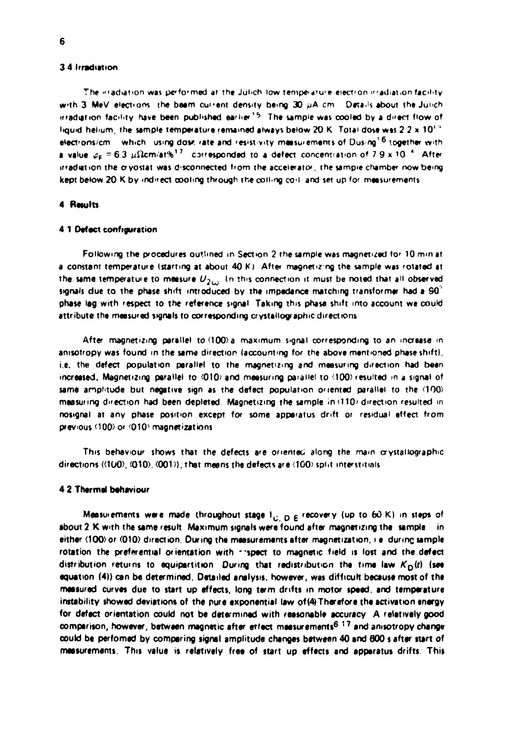### 3.4 Irradiation

The irradiation was performed at the Jülich low temperature electron irradiation facility with 3 MeV electrons, the beam current density being 30 μA/cm². Details about the Jülich irradiation facility have been published earlier[15]. The sample was cooled by a direct flow of liquid helium, the sample temperature remained always below 20 K. Total dose was $2.2 \times 10^{19}$ electrons/cm² which, using dose rate and resistivity measurements of Dusing[16] together with a value $\rho_F = 6.3$ μΩcm/at%[17] corresponded to a defect concentration of $7.9 \times 10^{-4}$. After irradiation the cryostat was disconnected from the accelerator, the sample chamber now being kept below 20 K by indirect cooling through the colling coil and set up for measurements.

## 4 Results

### 4.1 Defect configuration

Following the procedures outlined in Section 2 the sample was magnetized for 10 min at a constant temperature (starting at about 40 K). After magnetizing the sample was rotated at the same temperature to measure $U_{2\omega}$. In this connection it must be noted that all observed signals due to the phase shift introduced by the impedance matching transformer had a 90° phase lag with respect to the reference signal. Taking this phase shift into account we could attribute the measured signals to corresponding crystallographic directions.

After magnetizing parallel to ⟨100⟩ a maximum signal corresponding to an increase in anisotropy was found in the same direction (accounting for the above mentioned phase shift), i.e. the defect population parallel to the magnetizing and measuring direction had been increased. Magnetizing parallel to ⟨010⟩ and measuring parallel to ⟨100⟩ resulted in a signal of same amplitude but negative sign as the defect population oriented parallel to the ⟨100⟩ measuring direction had been depleted. Magnetizing the sample in ⟨110⟩ direction resulted in nosignal at any phase position except for some apparatus drift or residual effect from previous ⟨100⟩ or ⟨010⟩ magnetizations.

This behaviour shows that the defects are oriented along the main crystallographic directions (⟨100⟩, ⟨010⟩, ⟨001⟩); that means the defects are ⟨100⟩ split interstitials.

### 4.2 Thermal behaviour

Measurements were made throughout stage $I_{C,D,E}$ recovery (up to 60 K) in steps of about 2 K with the same result. Maximum signals were found after magnetizing the sample in either ⟨100⟩ or ⟨010⟩ direction. During the measurements after magnetization, i.e. during sample rotation the preferential orientation with respect to magnetic field is lost and the defect distribution returns to equipartition. During that redistribution the time law $K_D(t)$ (see equation (4)) can be determined. Detailed analysis, however, was difficult because most of the measured curves due to start up effects, long term drifts in motor speed, and temperature instability showed deviations of the pure exponential law of (4). Therefore the activation energy for defect orientation could not be determined with reasonable accuracy. A relatively good comparison, however, between magnetic after effect measurements[6,17] and anisotropy change could be perfomed by comparing signal amplitude changes between 40 and 600 s after start of measurements. This value is relatively free of start up effects and apparatus drifts. This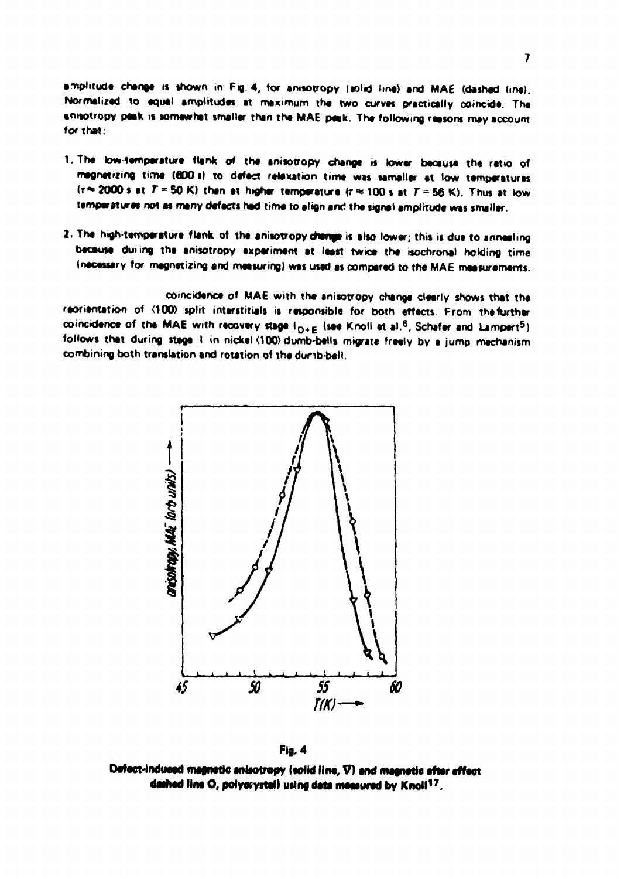amplitude change is shown in Fig. 4, for anisotropy (solid line) and MAE (dashed line). Normalized to equal amplitudes at maximum the two curves practically coincide. The anisotropy peak is somewhat smaller than the MAE peak. The following reasons may account for that:

1. The low-temperature flank of the anisotropy change is lower because the ratio of magnetizing time (800 s) to defect relaxation time was smaller at low temperatures ($\tau \approx 2000$ s at $T = 50$ K) than at higher temperature ($\tau \approx 100$ s at $T = 56$ K). Thus at low temperatures not as many defects had time to align and the signal amplitude was smaller.

2. The high-temperature flank of the anisotropy change is also lower; this is due to annealing because during the anisotropy experiment at least twice the isochronal holding time (necessary for magnetizing and measuring) was used as compared to the MAE measurements.

coincidence of MAE with the anisotropy change clearly shows that the reorientation of ⟨100⟩ split interstitials is responsible for both effects. From the further coincidence of the MAE with recovery stage $I_{D+E}$ (see Knoll et al.[6], Schafer and Lampert[5]) follows that during stage I in nickel ⟨100⟩ dumb-bells migrate freely by a jump mechanism combining both translation and rotation of the dumb-bell.

**Fig. 4**

**Defect-induced magnetic anisotropy (solid line, ∇) and magnetic after effect dashed line O, polycrystal) using data measured by Knoll[17].**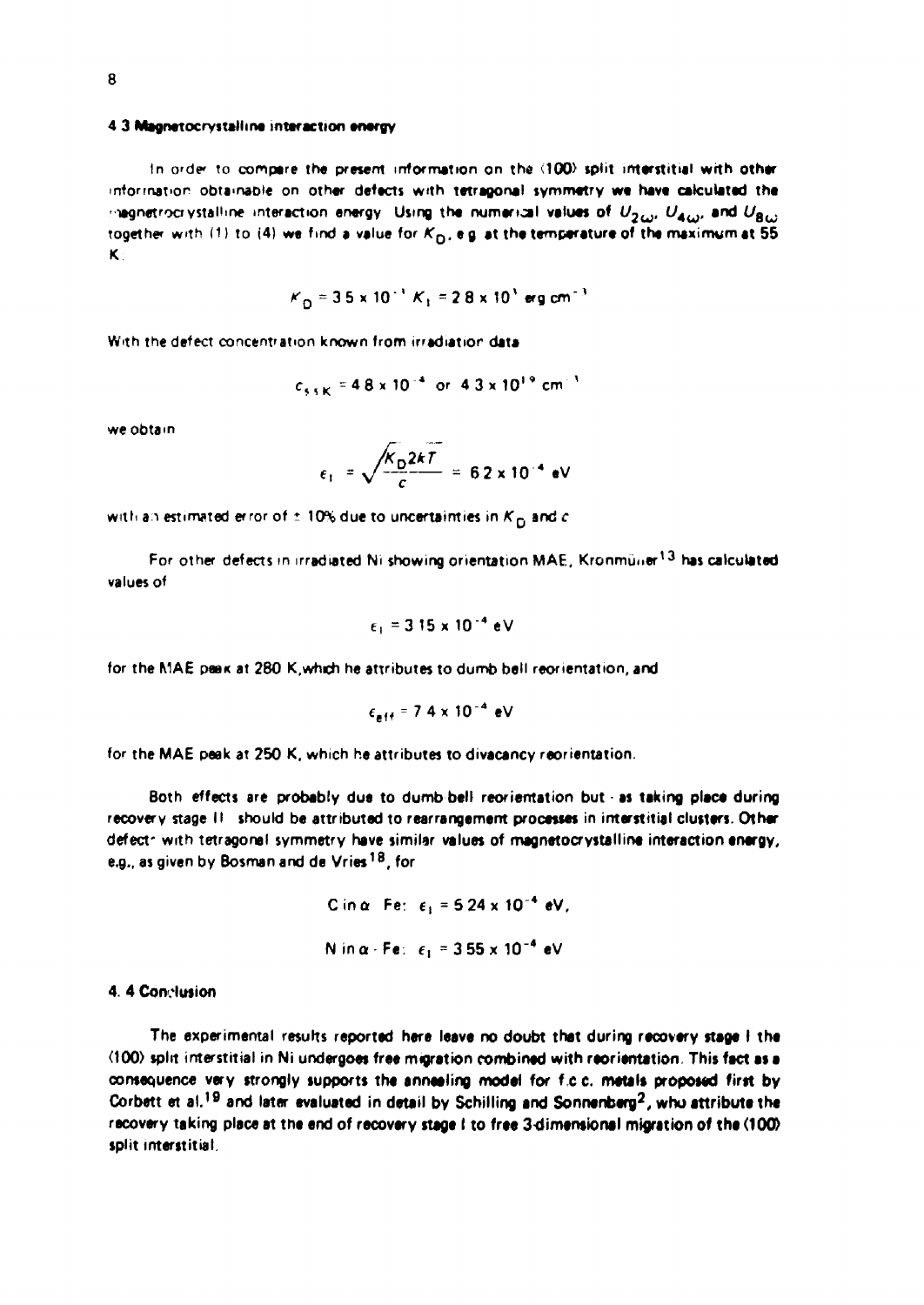### 4.3 Magnetocrystalline interaction energy

In order to compare the present information on the ⟨100⟩ split interstitial with other information obtainable on other defects with tetragonal symmetry we have calculated the magnetocrystalline interaction energy. Using the numerical values of $U_{2\omega}$, $U_{4\omega}$, and $U_{8\omega}$ together with (1) to (4) we find a value for $K_D$, e.g. at the temperature of the maximum at 55 K:

$$K_D = 3.5 \times 10^{-1}\, K_1 = 2.8 \times 10^{3}\ \text{erg cm}^{-3}$$

With the defect concentration known from irradiation data

$$c_{55K} = 4.8 \times 10^{-4} \text{ or } 4.3 \times 10^{19}\ \text{cm}^{-3}$$

we obtain

$$\epsilon_1 = \sqrt{\frac{K_D 2kT}{c}} = 6.2 \times 10^{-4}\ \text{eV}$$

with an estimated error of ± 10% due to uncertainties in $K_D$ and $c$.

For other defects in irradiated Ni showing orientation MAE, Kronmüller[13] has calculated values of

$$\epsilon_1 = 3.15 \times 10^{-4}\ \text{eV}$$

for the MAE peak at 280 K, which he attributes to dumb bell reorientation, and

$$\epsilon_{eff} = 7.4 \times 10^{-4}\ \text{eV}$$

for the MAE peak at 250 K, which he attributes to divacancy reorientation.

Both effects are probably due to dumb-bell reorientation but - as taking place during recovery stage II - should be attributed to rearrangement processes in interstitial clusters. Other defects with tetragonal symmetry have similar values of magnetocrystalline interaction energy, e.g., as given by Bosman and de Vries[18], for

$$\text{C in } \alpha\text{-Fe}: \ \epsilon_1 = 5.24 \times 10^{-4}\ \text{eV},$$

$$\text{N in } \alpha\text{-Fe}: \ \epsilon_1 = 3.55 \times 10^{-4}\ \text{eV}$$

### 4.4 Conclusion

**The experimental results reported here leave no doubt that during recovery stage I the ⟨100⟩ split interstitial in Ni undergoes free migration combined with reorientation. This fact as a consequence very strongly supports the annealing model for f.c.c. metals proposed first by Corbett et al.[19] and later evaluated in detail by Schilling and Sonnenberg[2], who attribute the recovery taking place at the end of recovery stage I to free 3-dimensional migration of the ⟨100⟩ split interstitial.**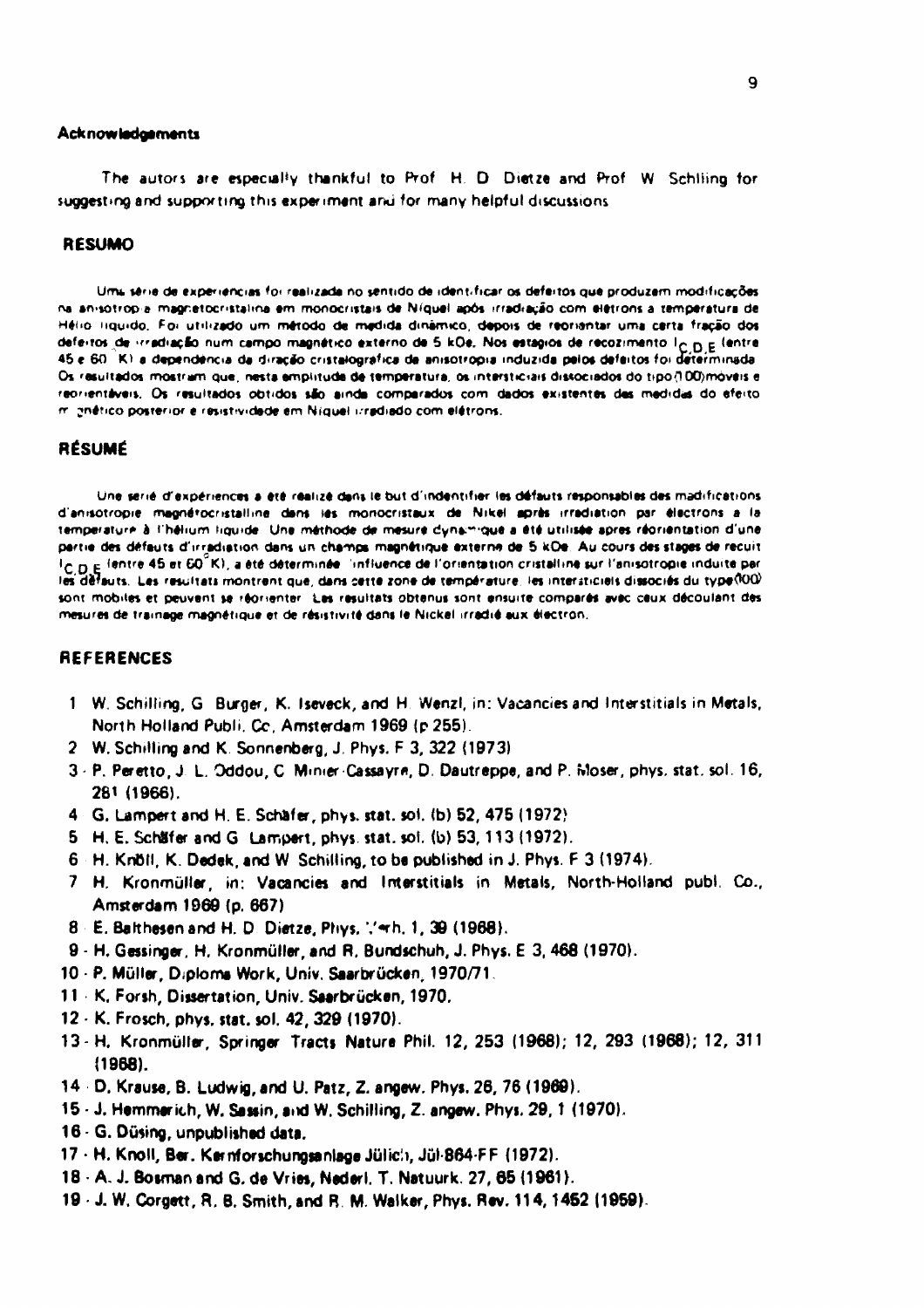### Acknowledgements

The autors are especially thankful to Prof. H. D. Dietze and Prof. W. Schiling for suggesting and supporting this experiment and for many helpful discussions.

### RESUMO

Uma série de experiencias foi realizada no sentido de identificar os defeitos que produzem modificações na anisotropia magnetocristalina em monocristais de Níquel após irradiação com elétrons a temperatura de Hélio liquido. Foi utilizado um método de medida dinâmico, depois de reorientar uma certa fração dos defeitos de irradiação num campo magnético externo de 5 kOe. Nos estagios de recozimento $I_{C,D,E}$ (entre 45 e 60 K) a dependencia da direção cristalografica de anisotropia induzida pelos defeitos foi determinada. Os resultados mostram que, nesta emplitude de temperatura, os intersticiais dissociados do tipo (100) móveis e reorientáveis. Os resultados obtidos são ainda comparados com dados existentes das medidas do efeito magnético posterior e resistividade em Niquel irradiado com elétrons.

### RÉSUMÉ

Une serié d'expériences a été réalizé dans le but d'indentifier les défauts responsables des madifications d'anisotropie magnétocristalline dans les monocristaux de Nikel après irradiation par électrons a la temperature à l'hélium liquide. Une méthode de mesure dynamique a été utilisée apres réorientation d'une partie des défauts d'irradiation dans un champs magnétique externe de 5 kOe. Au cours des stages de recuit $I_{C,D,E}$ (entre 45 et 60°K), a été déterminée l'influence de l'orientation cristalline sur l'anisotropie induite par les défauts. Les resultats montrent que, dans cette zone de température, les interstíciels dissociés du type (100) sont mobiles et peuvent se réorienter. Les résultats obtenus sont ensuite comparés avec ceux découlant des mesures de trainage magnétique et de résistivité dans le Nickel irradié aux électron.

### REFERENCES

1. W. Schilling, G. Burger, K. Iseveck, and H. Wenzl, in: Vacancies and Interstitials in Metals, North Holland Publi. Co., Amsterdam 1969 (p. 255).
2. W. Schilling and K. Sonnenberg, J. Phys. F 3, 322 (1973)
3. P. Peretto, J. L. Oddou, C. Minier-Cassayre, D. Dautreppe, and P. Moser, phys. stat. sol. 16, 281 (1966).
4. G. Lampert and H. E. Schäfer, phys. stat. sol. (b) 52, 475 (1972)
5. H. E. Schäfer and G. Lampert, phys. stat. sol. (b) 53, 113 (1972).
6. H. Knöll, K. Dedek, and W. Schilling, to be published in J. Phys. F 3 (1974).
7. H. Kronmüller, in: Vacancies and Interstitials in Metals, North-Holland publ. Co., Amsterdam 1969 (p. 667)
8. E. Balthesen and H. D. Dietze, Phys. Verh. 1, 39 (1968).
9. H. Gessinger, H. Kronmüller, and R. Bundschuh, J. Phys. E 3, 468 (1970).
10. P. Müller, Diploma Work, Univ. Saarbrücken, 1970/71.
11. K. Forsh, Dissertation, Univ. Saarbrücken, 1970.
12. K. Frosch, phys. stat. sol. 42, 329 (1970).
13. H. Kronmüller, Springer Tracts Nature Phil. 12, 253 (1968); 12, 293 (1968); 12, 311 (1968).
14. D. Krause, B. Ludwig, and U. Patz, Z. angew. Phys. 26, 76 (1969).
15. J. Hemmerich, W. Sassin, and W. Schilling, Z. angew. Phys. 29, 1 (1970).
16. G. Düsing, unpublished data.
17. H. Knoll, Ber. Kernforschungsanlage Jülich, Jül-864-FF (1972).
18. A. J. Bosman and G. de Vries, Nederl. T. Natuurk. 27, 65 (1961).
19. J. W. Corgett, R. B. Smith, and R. M. Walker, Phys. Rev. 114, 1452 (1959).